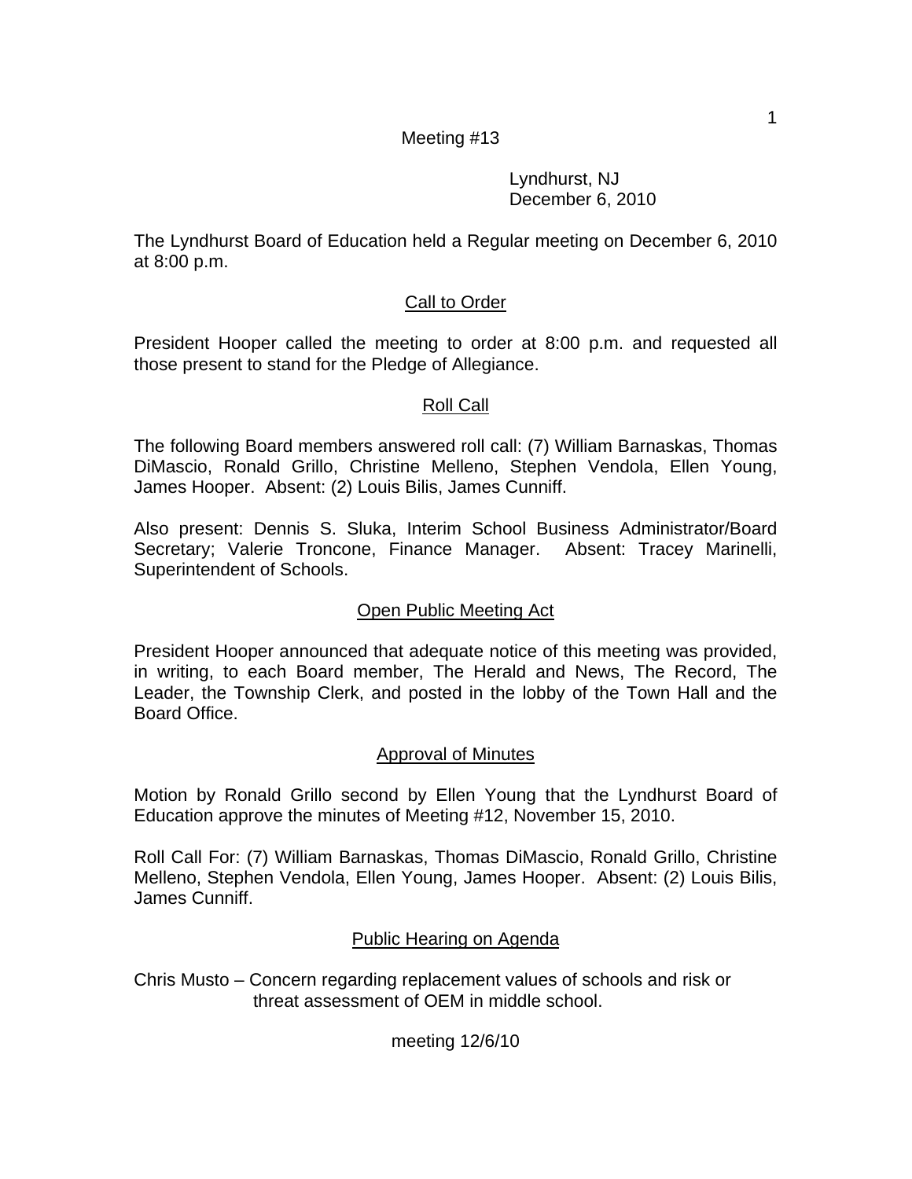Meeting #13

Lyndhurst, NJ
December 6, 2010

The Lyndhurst Board of Education held a Regular meeting on December 6, 2010 at 8:00 p.m.

## Call to Order

President Hooper called the meeting to order at 8:00 p.m. and requested all those present to stand for the Pledge of Allegiance.

## Roll Call

The following Board members answered roll call: (7) William Barnaskas, Thomas DiMascio, Ronald Grillo, Christine Melleno, Stephen Vendola, Ellen Young, James Hooper. Absent: (2) Louis Bilis, James Cunniff.

Also present: Dennis S. Sluka, Interim School Business Administrator/Board Secretary; Valerie Troncone, Finance Manager. Absent: Tracey Marinelli, Superintendent of Schools.

## Open Public Meeting Act

President Hooper announced that adequate notice of this meeting was provided, in writing, to each Board member, The Herald and News, The Record, The Leader, the Township Clerk, and posted in the lobby of the Town Hall and the Board Office.

## Approval of Minutes

Motion by Ronald Grillo second by Ellen Young that the Lyndhurst Board of Education approve the minutes of Meeting #12, November 15, 2010.

Roll Call For: (7) William Barnaskas, Thomas DiMascio, Ronald Grillo, Christine Melleno, Stephen Vendola, Ellen Young, James Hooper. Absent: (2) Louis Bilis, James Cunniff.

## Public Hearing on Agenda

Chris Musto – Concern regarding replacement values of schools and risk or threat assessment of OEM in middle school.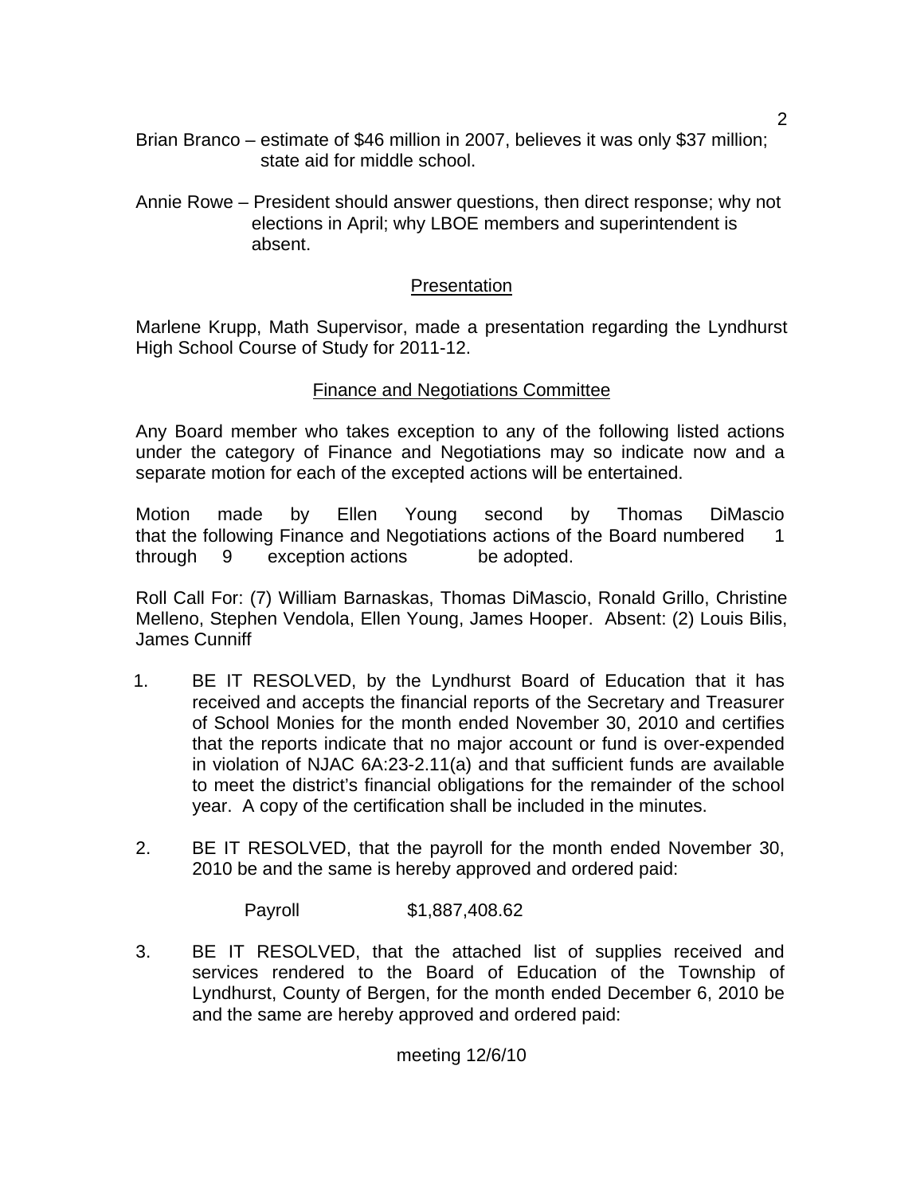Brian Branco – estimate of $46 million in 2007, believes it was only $37 million; state aid for middle school.

Annie Rowe – President should answer questions, then direct response; why not elections in April; why LBOE members and superintendent is absent.

## Presentation

Marlene Krupp, Math Supervisor, made a presentation regarding the Lyndhurst High School Course of Study for 2011-12.

## Finance and Negotiations Committee

Any Board member who takes exception to any of the following listed actions under the category of Finance and Negotiations may so indicate now and a separate motion for each of the excepted actions will be entertained.

Motion made by Ellen Young second by Thomas DiMascio that the following Finance and Negotiations actions of the Board numbered 1 through 9 exception actions be adopted.

Roll Call For: (7) William Barnaskas, Thomas DiMascio, Ronald Grillo, Christine Melleno, Stephen Vendola, Ellen Young, James Hooper. Absent: (2) Louis Bilis, James Cunniff

1. BE IT RESOLVED, by the Lyndhurst Board of Education that it has received and accepts the financial reports of the Secretary and Treasurer of School Monies for the month ended November 30, 2010 and certifies that the reports indicate that no major account or fund is over-expended in violation of NJAC 6A:23-2.11(a) and that sufficient funds are available to meet the district's financial obligations for the remainder of the school year. A copy of the certification shall be included in the minutes.

2. BE IT RESOLVED, that the payroll for the month ended November 30, 2010 be and the same is hereby approved and ordered paid:

   Payroll $1,887,408.62

3. BE IT RESOLVED, that the attached list of supplies received and services rendered to the Board of Education of the Township of Lyndhurst, County of Bergen, for the month ended December 6, 2010 be and the same are hereby approved and ordered paid: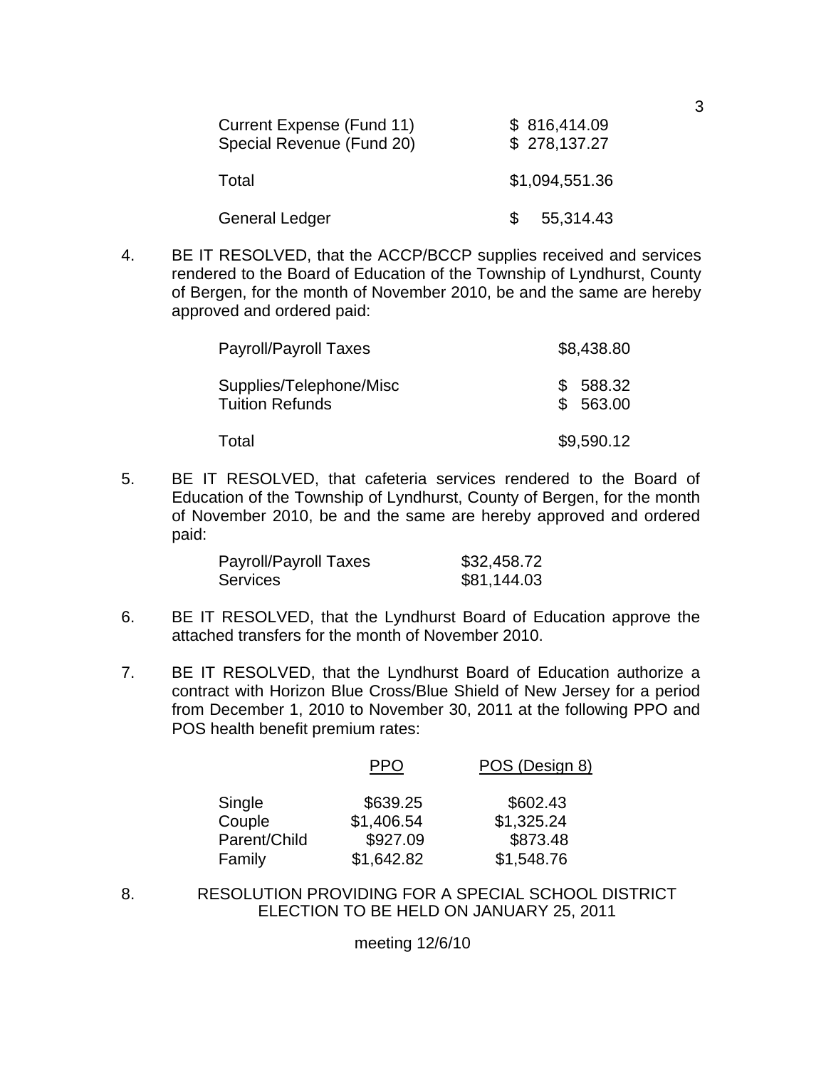| | |
|---|---|
| Current Expense (Fund 11) | $ 816,414.09 |
| Special Revenue (Fund 20) | $ 278,137.27 |
| Total | $1,094,551.36 |
| General Ledger | $ 55,314.43 |

4. BE IT RESOLVED, that the ACCP/BCCP supplies received and services rendered to the Board of Education of the Township of Lyndhurst, County of Bergen, for the month of November 2010, be and the same are hereby approved and ordered paid:

| | |
|---|---|
| Payroll/Payroll Taxes | $8,438.80 |
| Supplies/Telephone/Misc | $ 588.32 |
| Tuition Refunds | $ 563.00 |
| Total | $9,590.12 |

5. BE IT RESOLVED, that cafeteria services rendered to the Board of Education of the Township of Lyndhurst, County of Bergen, for the month of November 2010, be and the same are hereby approved and ordered paid:

| | |
|---|---|
| Payroll/Payroll Taxes | $32,458.72 |
| Services | $81,144.03 |

6. BE IT RESOLVED, that the Lyndhurst Board of Education approve the attached transfers for the month of November 2010.

7. BE IT RESOLVED, that the Lyndhurst Board of Education authorize a contract with Horizon Blue Cross/Blue Shield of New Jersey for a period from December 1, 2010 to November 30, 2011 at the following PPO and POS health benefit premium rates:

| | PPO | POS (Design 8) |
|---|---|---|
| Single | $639.25 | $602.43 |
| Couple | $1,406.54 | $1,325.24 |
| Parent/Child | $927.09 | $873.48 |
| Family | $1,642.82 | $1,548.76 |

8. RESOLUTION PROVIDING FOR A SPECIAL SCHOOL DISTRICT ELECTION TO BE HELD ON JANUARY 25, 2011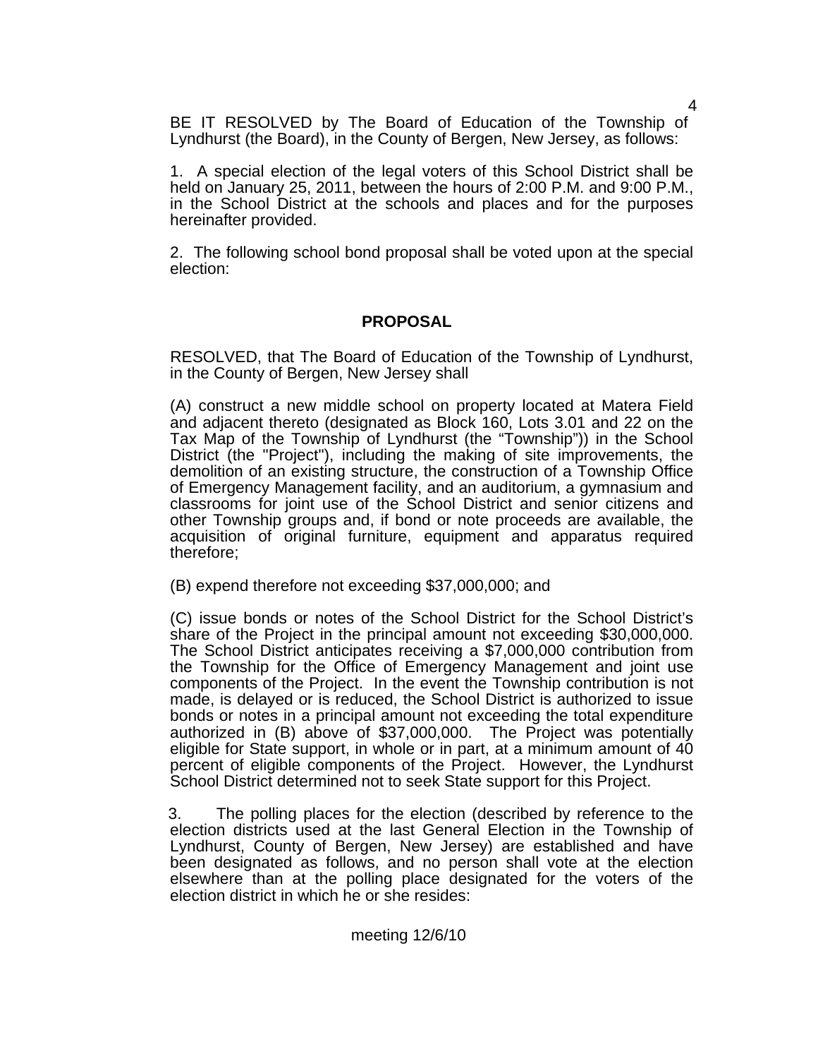BE IT RESOLVED by The Board of Education of the Township of Lyndhurst (the Board), in the County of Bergen, New Jersey, as follows:

1. A special election of the legal voters of this School District shall be held on January 25, 2011, between the hours of 2:00 P.M. and 9:00 P.M., in the School District at the schools and places and for the purposes hereinafter provided.

2. The following school bond proposal shall be voted upon at the special election:

## PROPOSAL

RESOLVED, that The Board of Education of the Township of Lyndhurst, in the County of Bergen, New Jersey shall

(A) construct a new middle school on property located at Matera Field and adjacent thereto (designated as Block 160, Lots 3.01 and 22 on the Tax Map of the Township of Lyndhurst (the "Township")) in the School District (the "Project"), including the making of site improvements, the demolition of an existing structure, the construction of a Township Office of Emergency Management facility, and an auditorium, a gymnasium and classrooms for joint use of the School District and senior citizens and other Township groups and, if bond or note proceeds are available, the acquisition of original furniture, equipment and apparatus required therefore;

(B) expend therefore not exceeding $37,000,000; and

(C) issue bonds or notes of the School District for the School District's share of the Project in the principal amount not exceeding $30,000,000. The School District anticipates receiving a $7,000,000 contribution from the Township for the Office of Emergency Management and joint use components of the Project. In the event the Township contribution is not made, is delayed or is reduced, the School District is authorized to issue bonds or notes in a principal amount not exceeding the total expenditure authorized in (B) above of $37,000,000. The Project was potentially eligible for State support, in whole or in part, at a minimum amount of 40 percent of eligible components of the Project. However, the Lyndhurst School District determined not to seek State support for this Project.

3. The polling places for the election (described by reference to the election districts used at the last General Election in the Township of Lyndhurst, County of Bergen, New Jersey) are established and have been designated as follows, and no person shall vote at the election elsewhere than at the polling place designated for the voters of the election district in which he or she resides:

meeting 12/6/10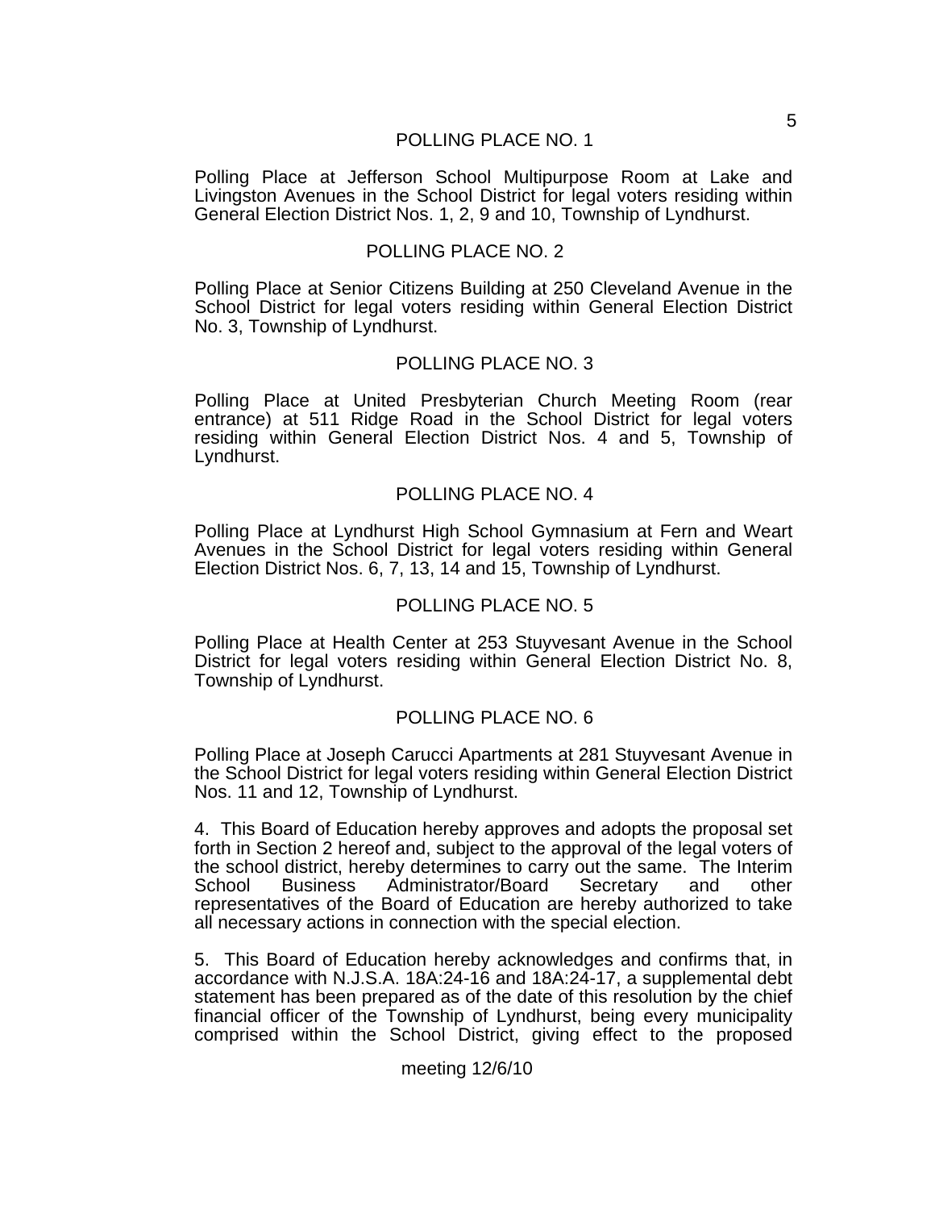POLLING PLACE NO. 1

Polling Place at Jefferson School Multipurpose Room at Lake and Livingston Avenues in the School District for legal voters residing within General Election District Nos. 1, 2, 9 and 10, Township of Lyndhurst.

POLLING PLACE NO. 2

Polling Place at Senior Citizens Building at 250 Cleveland Avenue in the School District for legal voters residing within General Election District No. 3, Township of Lyndhurst.

POLLING PLACE NO. 3

Polling Place at United Presbyterian Church Meeting Room (rear entrance) at 511 Ridge Road in the School District for legal voters residing within General Election District Nos. 4 and 5, Township of Lyndhurst.

POLLING PLACE NO. 4

Polling Place at Lyndhurst High School Gymnasium at Fern and Weart Avenues in the School District for legal voters residing within General Election District Nos. 6, 7, 13, 14 and 15, Township of Lyndhurst.

POLLING PLACE NO. 5

Polling Place at Health Center at 253 Stuyvesant Avenue in the School District for legal voters residing within General Election District No. 8, Township of Lyndhurst.

POLLING PLACE NO. 6

Polling Place at Joseph Carucci Apartments at 281 Stuyvesant Avenue in the School District for legal voters residing within General Election District Nos. 11 and 12, Township of Lyndhurst.

4. This Board of Education hereby approves and adopts the proposal set forth in Section 2 hereof and, subject to the approval of the legal voters of the school district, hereby determines to carry out the same. The Interim School Business Administrator/Board Secretary and other representatives of the Board of Education are hereby authorized to take all necessary actions in connection with the special election.

5. This Board of Education hereby acknowledges and confirms that, in accordance with N.J.S.A. 18A:24-16 and 18A:24-17, a supplemental debt statement has been prepared as of the date of this resolution by the chief financial officer of the Township of Lyndhurst, being every municipality comprised within the School District, giving effect to the proposed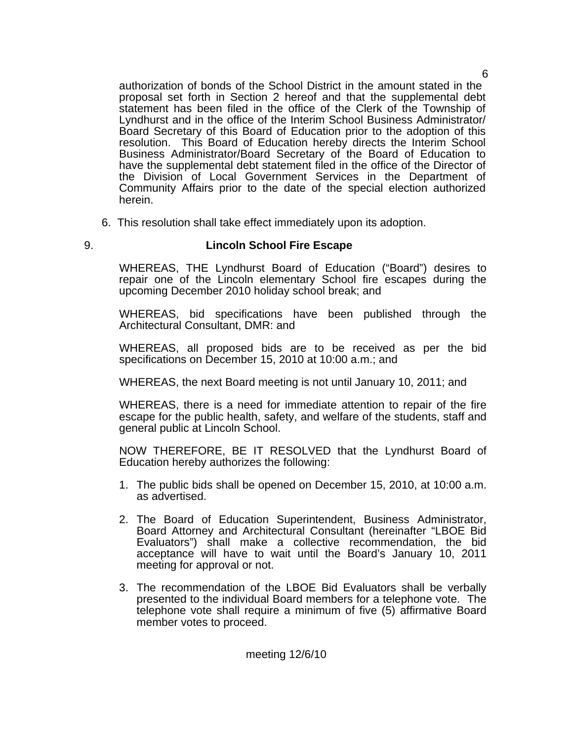authorization of bonds of the School District in the amount stated in the proposal set forth in Section 2 hereof and that the supplemental debt statement has been filed in the office of the Clerk of the Township of Lyndhurst and in the office of the Interim School Business Administrator/ Board Secretary of this Board of Education prior to the adoption of this resolution. This Board of Education hereby directs the Interim School Business Administrator/Board Secretary of the Board of Education to have the supplemental debt statement filed in the office of the Director of the Division of Local Government Services in the Department of Community Affairs prior to the date of the special election authorized herein.

6. This resolution shall take effect immediately upon its adoption.

9. **Lincoln School Fire Escape**

WHEREAS, THE Lyndhurst Board of Education ("Board") desires to repair one of the Lincoln elementary School fire escapes during the upcoming December 2010 holiday school break; and

WHEREAS, bid specifications have been published through the Architectural Consultant, DMR: and

WHEREAS, all proposed bids are to be received as per the bid specifications on December 15, 2010 at 10:00 a.m.; and

WHEREAS, the next Board meeting is not until January 10, 2011; and

WHEREAS, there is a need for immediate attention to repair of the fire escape for the public health, safety, and welfare of the students, staff and general public at Lincoln School.

NOW THEREFORE, BE IT RESOLVED that the Lyndhurst Board of Education hereby authorizes the following:

1. The public bids shall be opened on December 15, 2010, at 10:00 a.m. as advertised.

2. The Board of Education Superintendent, Business Administrator, Board Attorney and Architectural Consultant (hereinafter "LBOE Bid Evaluators") shall make a collective recommendation, the bid acceptance will have to wait until the Board's January 10, 2011 meeting for approval or not.

3. The recommendation of the LBOE Bid Evaluators shall be verbally presented to the individual Board members for a telephone vote. The telephone vote shall require a minimum of five (5) affirmative Board member votes to proceed.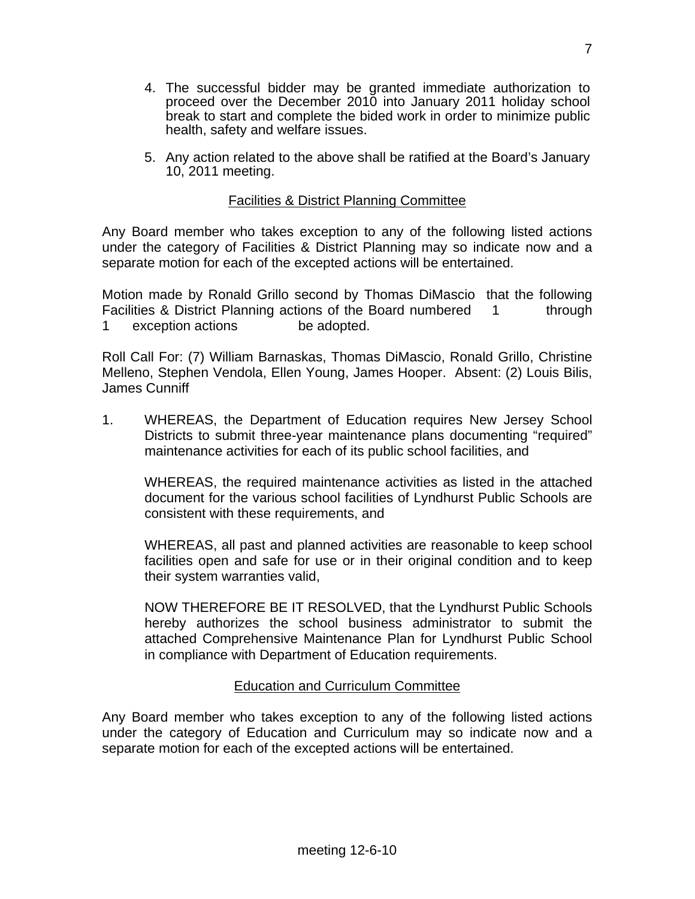4. The successful bidder may be granted immediate authorization to proceed over the December 2010 into January 2011 holiday school break to start and complete the bided work in order to minimize public health, safety and welfare issues.

5. Any action related to the above shall be ratified at the Board's January 10, 2011 meeting.

## Facilities & District Planning Committee

Any Board member who takes exception to any of the following listed actions under the category of Facilities & District Planning may so indicate now and a separate motion for each of the excepted actions will be entertained.

Motion made by Ronald Grillo second by Thomas DiMascio that the following Facilities & District Planning actions of the Board numbered 1 through 1 exception actions be adopted.

Roll Call For: (7) William Barnaskas, Thomas DiMascio, Ronald Grillo, Christine Melleno, Stephen Vendola, Ellen Young, James Hooper. Absent: (2) Louis Bilis, James Cunniff

1. WHEREAS, the Department of Education requires New Jersey School Districts to submit three-year maintenance plans documenting "required" maintenance activities for each of its public school facilities, and

   WHEREAS, the required maintenance activities as listed in the attached document for the various school facilities of Lyndhurst Public Schools are consistent with these requirements, and

   WHEREAS, all past and planned activities are reasonable to keep school facilities open and safe for use or in their original condition and to keep their system warranties valid,

   NOW THEREFORE BE IT RESOLVED, that the Lyndhurst Public Schools hereby authorizes the school business administrator to submit the attached Comprehensive Maintenance Plan for Lyndhurst Public School in compliance with Department of Education requirements.

## Education and Curriculum Committee

Any Board member who takes exception to any of the following listed actions under the category of Education and Curriculum may so indicate now and a separate motion for each of the excepted actions will be entertained.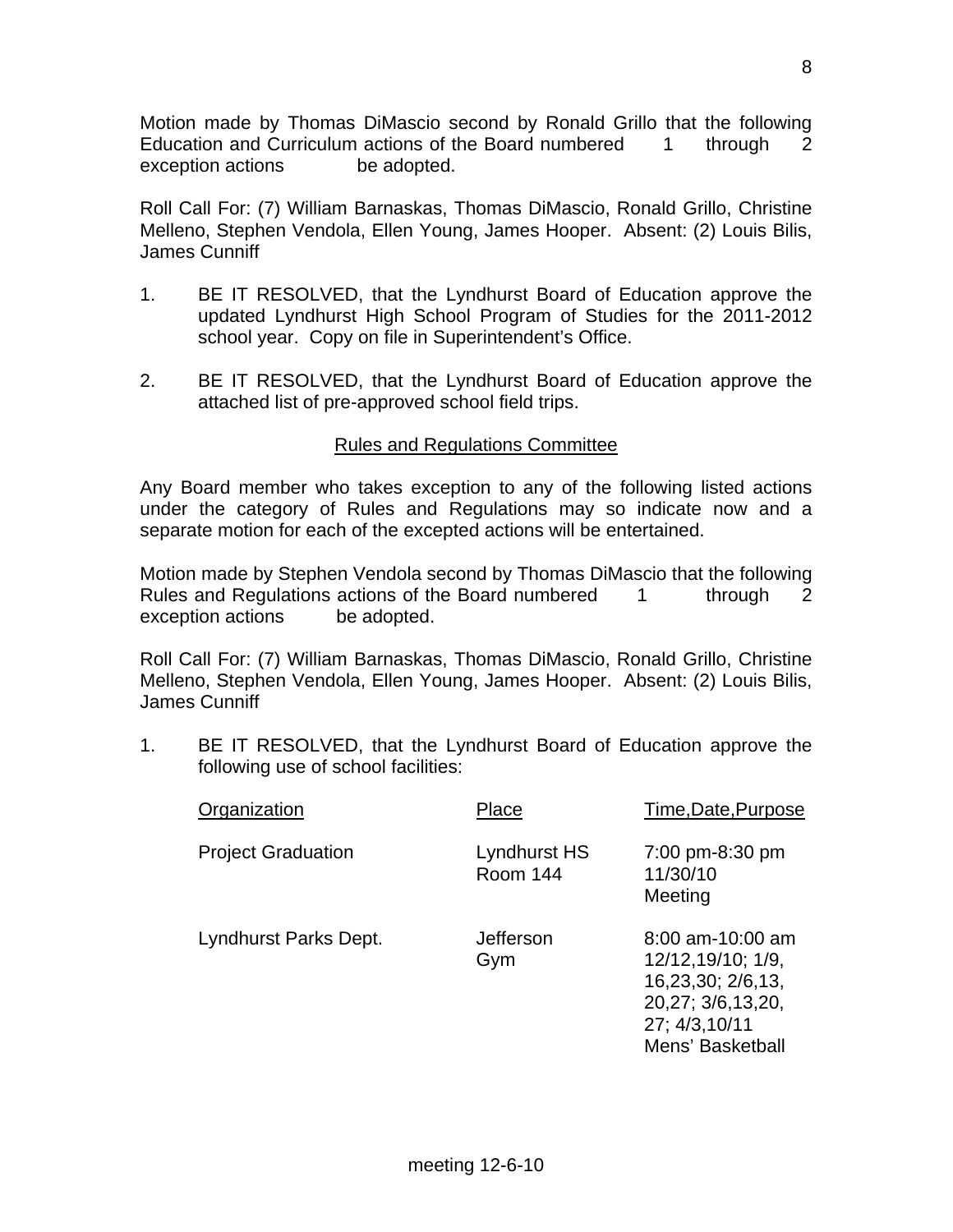Motion made by Thomas DiMascio second by Ronald Grillo that the following Education and Curriculum actions of the Board numbered 1 through 2 exception actions be adopted.

Roll Call For: (7) William Barnaskas, Thomas DiMascio, Ronald Grillo, Christine Melleno, Stephen Vendola, Ellen Young, James Hooper. Absent: (2) Louis Bilis, James Cunniff

1. BE IT RESOLVED, that the Lyndhurst Board of Education approve the updated Lyndhurst High School Program of Studies for the 2011-2012 school year. Copy on file in Superintendent's Office.

2. BE IT RESOLVED, that the Lyndhurst Board of Education approve the attached list of pre-approved school field trips.

## Rules and Regulations Committee

Any Board member who takes exception to any of the following listed actions under the category of Rules and Regulations may so indicate now and a separate motion for each of the excepted actions will be entertained.

Motion made by Stephen Vendola second by Thomas DiMascio that the following Rules and Regulations actions of the Board numbered 1 through 2 exception actions be adopted.

Roll Call For: (7) William Barnaskas, Thomas DiMascio, Ronald Grillo, Christine Melleno, Stephen Vendola, Ellen Young, James Hooper. Absent: (2) Louis Bilis, James Cunniff

1. BE IT RESOLVED, that the Lyndhurst Board of Education approve the following use of school facilities:

| Organization | Place | Time,Date,Purpose |
|---|---|---|
| Project Graduation | Lyndhurst HS Room 144 | 7:00 pm-8:30 pm 11/30/10 Meeting |
| Lyndhurst Parks Dept. | Jefferson Gym | 8:00 am-10:00 am 12/12,19/10; 1/9, 16,23,30; 2/6,13, 20,27; 3/6,13,20, 27; 4/3,10/11 Mens' Basketball |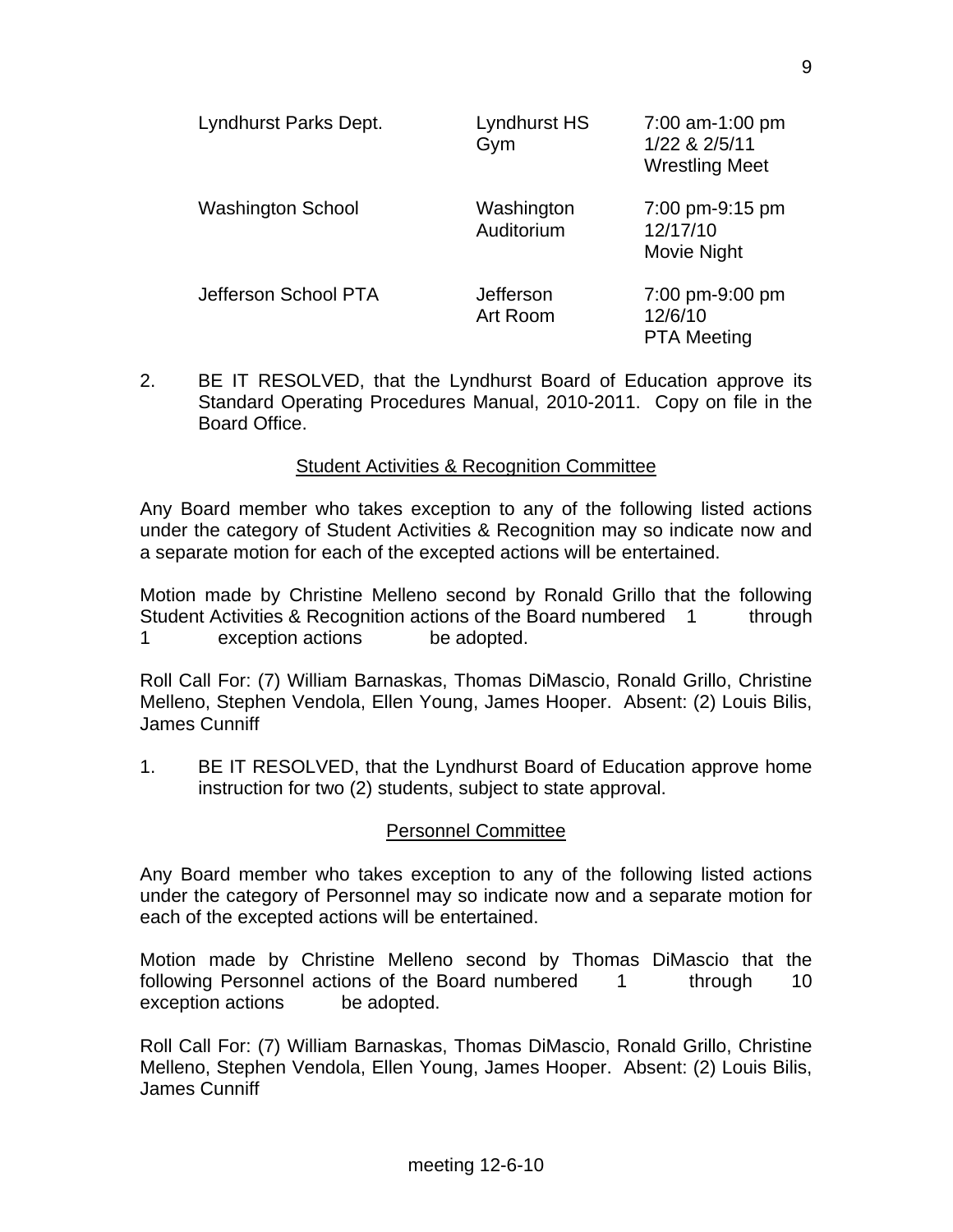| | | |
|---|---|---|
| Lyndhurst Parks Dept. | Lyndhurst HS Gym | 7:00 am-1:00 pm 1/22 & 2/5/11 Wrestling Meet |
| Washington School | Washington Auditorium | 7:00 pm-9:15 pm 12/17/10 Movie Night |
| Jefferson School PTA | Jefferson Art Room | 7:00 pm-9:00 pm 12/6/10 PTA Meeting |

2. BE IT RESOLVED, that the Lyndhurst Board of Education approve its Standard Operating Procedures Manual, 2010-2011. Copy on file in the Board Office.

## Student Activities & Recognition Committee

Any Board member who takes exception to any of the following listed actions under the category of Student Activities & Recognition may so indicate now and a separate motion for each of the excepted actions will be entertained.

Motion made by Christine Melleno second by Ronald Grillo that the following Student Activities & Recognition actions of the Board numbered 1 through 1 exception actions be adopted.

Roll Call For: (7) William Barnaskas, Thomas DiMascio, Ronald Grillo, Christine Melleno, Stephen Vendola, Ellen Young, James Hooper. Absent: (2) Louis Bilis, James Cunniff

1. BE IT RESOLVED, that the Lyndhurst Board of Education approve home instruction for two (2) students, subject to state approval.

## Personnel Committee

Any Board member who takes exception to any of the following listed actions under the category of Personnel may so indicate now and a separate motion for each of the excepted actions will be entertained.

Motion made by Christine Melleno second by Thomas DiMascio that the following Personnel actions of the Board numbered 1 through 10 exception actions be adopted.

Roll Call For: (7) William Barnaskas, Thomas DiMascio, Ronald Grillo, Christine Melleno, Stephen Vendola, Ellen Young, James Hooper. Absent: (2) Louis Bilis, James Cunniff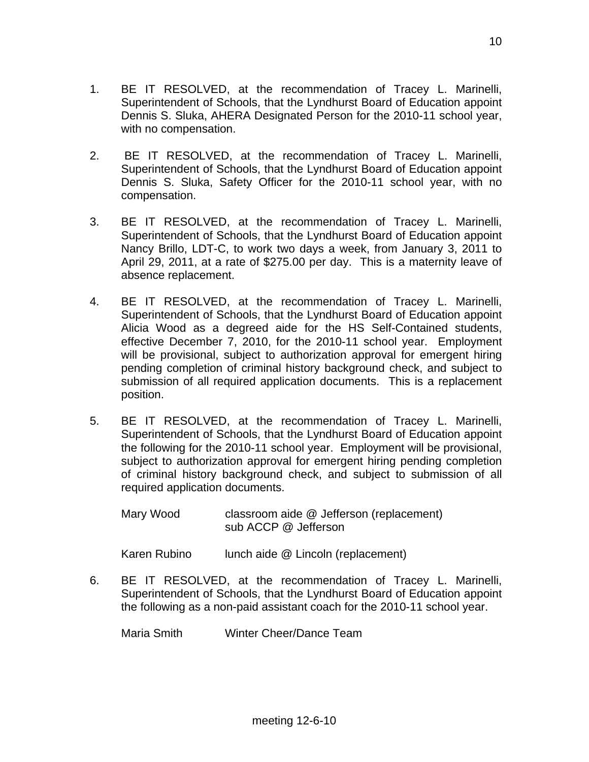1. BE IT RESOLVED, at the recommendation of Tracey L. Marinelli, Superintendent of Schools, that the Lyndhurst Board of Education appoint Dennis S. Sluka, AHERA Designated Person for the 2010-11 school year, with no compensation.

2. BE IT RESOLVED, at the recommendation of Tracey L. Marinelli, Superintendent of Schools, that the Lyndhurst Board of Education appoint Dennis S. Sluka, Safety Officer for the 2010-11 school year, with no compensation.

3. BE IT RESOLVED, at the recommendation of Tracey L. Marinelli, Superintendent of Schools, that the Lyndhurst Board of Education appoint Nancy Brillo, LDT-C, to work two days a week, from January 3, 2011 to April 29, 2011, at a rate of $275.00 per day. This is a maternity leave of absence replacement.

4. BE IT RESOLVED, at the recommendation of Tracey L. Marinelli, Superintendent of Schools, that the Lyndhurst Board of Education appoint Alicia Wood as a degreed aide for the HS Self-Contained students, effective December 7, 2010, for the 2010-11 school year. Employment will be provisional, subject to authorization approval for emergent hiring pending completion of criminal history background check, and subject to submission of all required application documents. This is a replacement position.

5. BE IT RESOLVED, at the recommendation of Tracey L. Marinelli, Superintendent of Schools, that the Lyndhurst Board of Education appoint the following for the 2010-11 school year. Employment will be provisional, subject to authorization approval for emergent hiring pending completion of criminal history background check, and subject to submission of all required application documents.

   | | |
   |---|---|
   | Mary Wood | classroom aide @ Jefferson (replacement)<br>sub ACCP @ Jefferson |
   | Karen Rubino | lunch aide @ Lincoln (replacement) |

6. BE IT RESOLVED, at the recommendation of Tracey L. Marinelli, Superintendent of Schools, that the Lyndhurst Board of Education appoint the following as a non-paid assistant coach for the 2010-11 school year.

   | | |
   |---|---|
   | Maria Smith | Winter Cheer/Dance Team |

meeting 12-6-10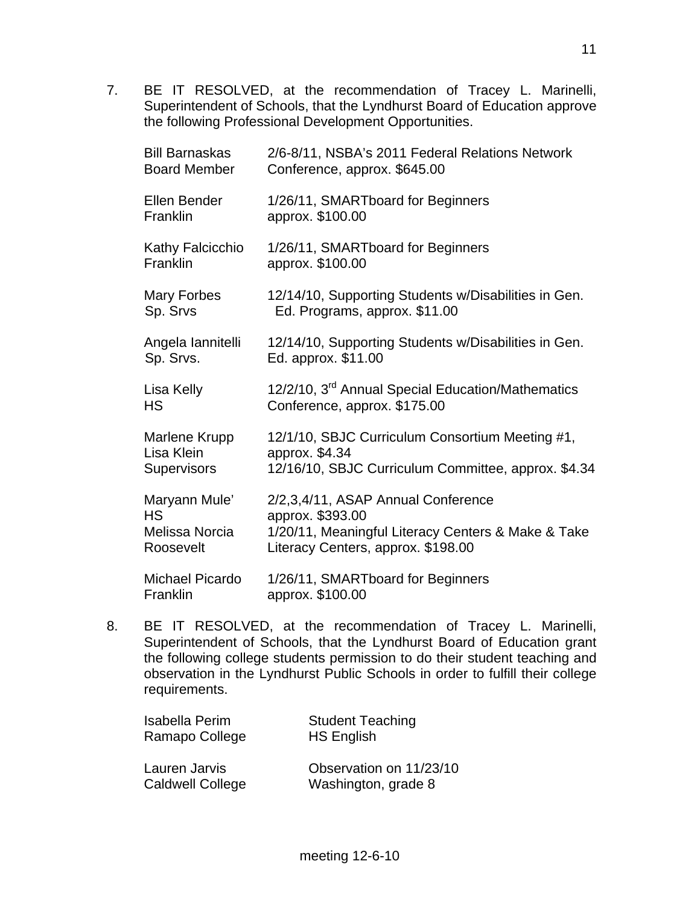7. BE IT RESOLVED, at the recommendation of Tracey L. Marinelli, Superintendent of Schools, that the Lyndhurst Board of Education approve the following Professional Development Opportunities.

| | |
|---|---|
| Bill Barnaskas<br>Board Member | 2/6-8/11, NSBA's 2011 Federal Relations Network Conference, approx. $645.00 |
| Ellen Bender<br>Franklin | 1/26/11, SMARTboard for Beginners approx. $100.00 |
| Kathy Falcicchio<br>Franklin | 1/26/11, SMARTboard for Beginners approx. $100.00 |
| Mary Forbes<br>Sp. Srvs | 12/14/10, Supporting Students w/Disabilities in Gen. Ed. Programs, approx. $11.00 |
| Angela Iannitelli<br>Sp. Srvs. | 12/14/10, Supporting Students w/Disabilities in Gen. Ed. approx. $11.00 |
| Lisa Kelly<br>HS | 12/2/10, 3rd Annual Special Education/Mathematics Conference, approx. $175.00 |
| Marlene Krupp<br>Lisa Klein<br>Supervisors | 12/1/10, SBJC Curriculum Consortium Meeting #1, approx. $4.34<br>12/16/10, SBJC Curriculum Committee, approx. $4.34 |
| Maryann Mule'<br>HS | 2/2,3,4/11, ASAP Annual Conference approx. $393.00 |
| Melissa Norcia<br>Roosevelt | 1/20/11, Meaningful Literacy Centers & Make & Take Literacy Centers, approx. $198.00 |
| Michael Picardo<br>Franklin | 1/26/11, SMARTboard for Beginners approx. $100.00 |

8. BE IT RESOLVED, at the recommendation of Tracey L. Marinelli, Superintendent of Schools, that the Lyndhurst Board of Education grant the following college students permission to do their student teaching and observation in the Lyndhurst Public Schools in order to fulfill their college requirements.

| | |
|---|---|
| Isabella Perim<br>Ramapo College | Student Teaching<br>HS English |
| Lauren Jarvis<br>Caldwell College | Observation on 11/23/10<br>Washington, grade 8 |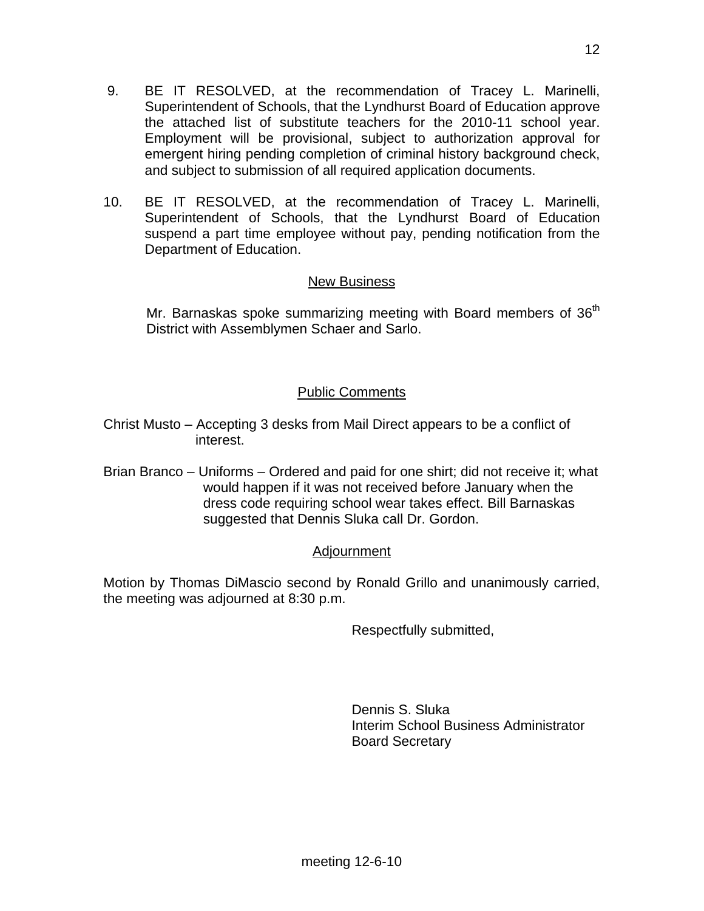9. BE IT RESOLVED, at the recommendation of Tracey L. Marinelli, Superintendent of Schools, that the Lyndhurst Board of Education approve the attached list of substitute teachers for the 2010-11 school year. Employment will be provisional, subject to authorization approval for emergent hiring pending completion of criminal history background check, and subject to submission of all required application documents.

10. BE IT RESOLVED, at the recommendation of Tracey L. Marinelli, Superintendent of Schools, that the Lyndhurst Board of Education suspend a part time employee without pay, pending notification from the Department of Education.

## New Business

Mr. Barnaskas spoke summarizing meeting with Board members of 36th District with Assemblymen Schaer and Sarlo.

## Public Comments

Christ Musto – Accepting 3 desks from Mail Direct appears to be a conflict of interest.

Brian Branco – Uniforms – Ordered and paid for one shirt; did not receive it; what would happen if it was not received before January when the dress code requiring school wear takes effect. Bill Barnaskas suggested that Dennis Sluka call Dr. Gordon.

## Adjournment

Motion by Thomas DiMascio second by Ronald Grillo and unanimously carried, the meeting was adjourned at 8:30 p.m.

Respectfully submitted,

Dennis S. Sluka
Interim School Business Administrator
Board Secretary

meeting 12-6-10